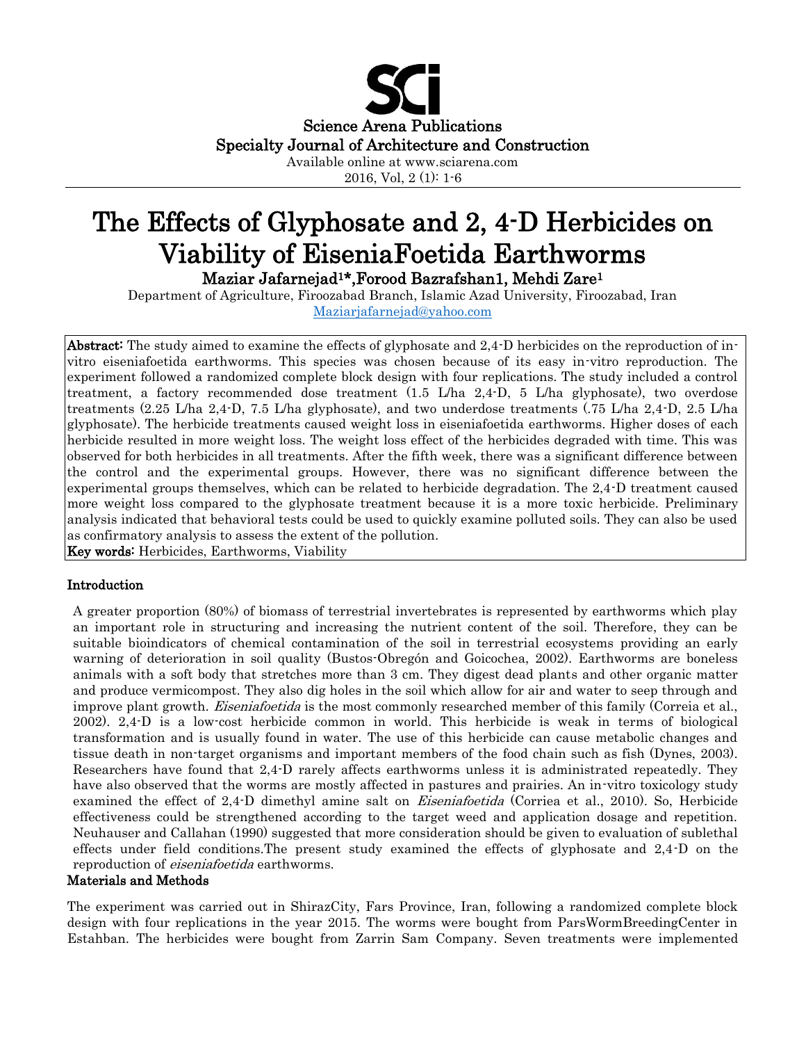# The Effects of Glyphosate and 2, 4-D Herbicides on Viability of EiseniaFoetida Earthworms

**Maziar Jafarnejad[1]*, Forood Bazrafshan1, Mehdi Zare[1]**

Department of Agriculture, Firoozabad Branch, Islamic Azad University, Firoozabad, Iran

Maziarjafarnejad@yahoo.com

**Abstract:** The study aimed to examine the effects of glyphosate and 2,4-D herbicides on the reproduction of in-vitro eiseniafoetida earthworms. This species was chosen because of its easy in-vitro reproduction. The experiment followed a randomized complete block design with four replications. The study included a control treatment, a factory recommended dose treatment (1.5 L/ha 2,4-D, 5 L/ha glyphosate), two overdose treatments (2.25 L/ha 2,4-D, 7.5 L/ha glyphosate), and two underdose treatments (.75 L/ha 2,4-D, 2.5 L/ha glyphosate). The herbicide treatments caused weight loss in eiseniafoetida earthworms. Higher doses of each herbicide resulted in more weight loss. The weight loss effect of the herbicides degraded with time. This was observed for both herbicides in all treatments. After the fifth week, there was a significant difference between the control and the experimental groups. However, there was no significant difference between the experimental groups themselves, which can be related to herbicide degradation. The 2,4-D treatment caused more weight loss compared to the glyphosate treatment because it is a more toxic herbicide. Preliminary analysis indicated that behavioral tests could be used to quickly examine polluted soils. They can also be used as confirmatory analysis to assess the extent of the pollution.

**Key words:** Herbicides, Earthworms, Viability

## Introduction

A greater proportion (80%) of biomass of terrestrial invertebrates is represented by earthworms which play an important role in structuring and increasing the nutrient content of the soil. Therefore, they can be suitable bioindicators of chemical contamination of the soil in terrestrial ecosystems providing an early warning of deterioration in soil quality (Bustos-Obregón and Goicochea, 2002). Earthworms are boneless animals with a soft body that stretches more than 3 cm. They digest dead plants and other organic matter and produce vermicompost. They also dig holes in the soil which allow for air and water to seep through and improve plant growth. *Eiseniafoetida* is the most commonly researched member of this family (Correia et al., 2002). 2,4-D is a low-cost herbicide common in world. This herbicide is weak in terms of biological transformation and is usually found in water. The use of this herbicide can cause metabolic changes and tissue death in non-target organisms and important members of the food chain such as fish (Dynes, 2003). Researchers have found that 2,4-D rarely affects earthworms unless it is administrated repeatedly. They have also observed that the worms are mostly affected in pastures and prairies. An in-vitro toxicology study examined the effect of 2,4-D dimethyl amine salt on *Eiseniafoetida* (Corriea et al., 2010). So, Herbicide effectiveness could be strengthened according to the target weed and application dosage and repetition. Neuhauser and Callahan (1990) suggested that more consideration should be given to evaluation of sublethal effects under field conditions.The present study examined the effects of glyphosate and 2,4-D on the reproduction of *eiseniafoetida* earthworms.

## Materials and Methods

The experiment was carried out in ShirazCity, Fars Province, Iran, following a randomized complete block design with four replications in the year 2015. The worms were bought from ParsWormBreedingCenter in Estahban. The herbicides were bought from Zarrin Sam Company. Seven treatments were implemented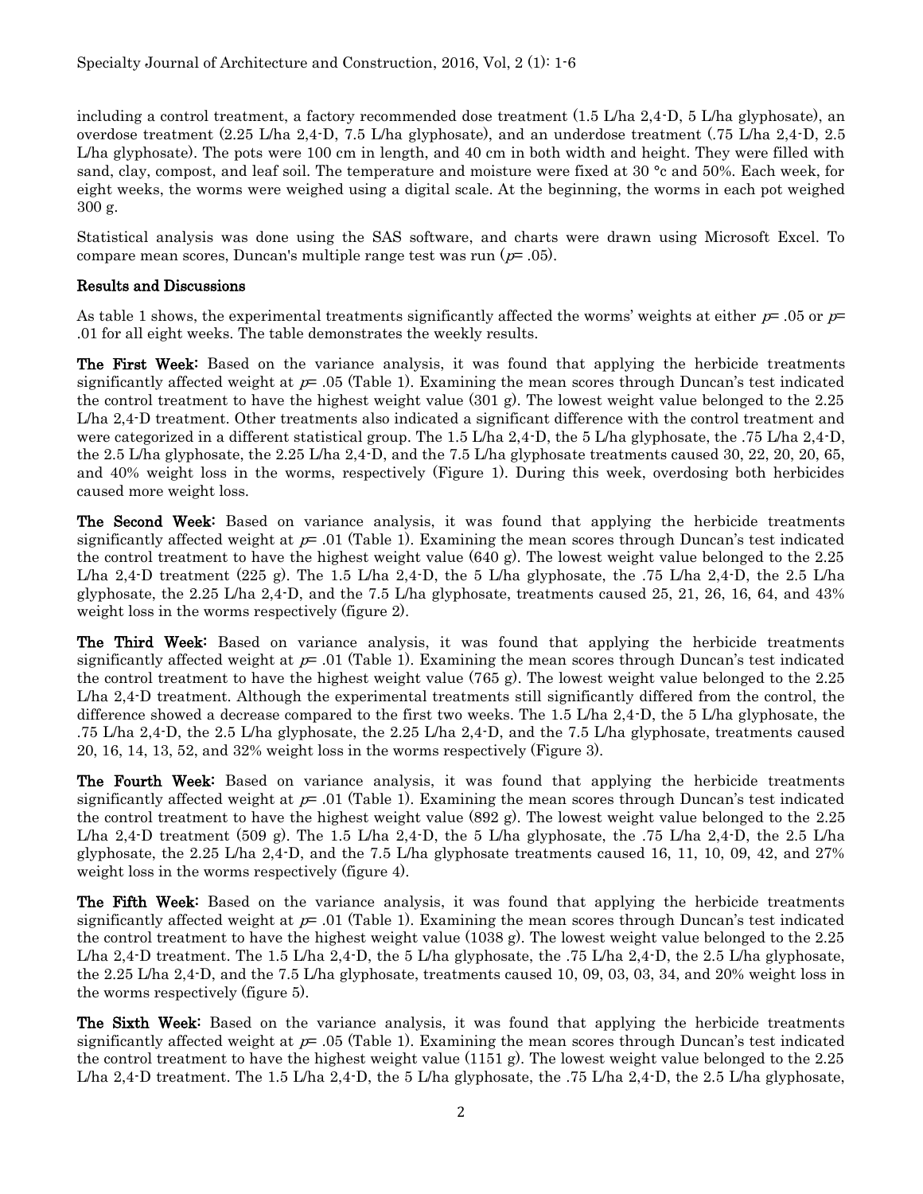including a control treatment, a factory recommended dose treatment (1.5 L/ha 2,4-D, 5 L/ha glyphosate), an overdose treatment (2.25 L/ha 2,4-D, 7.5 L/ha glyphosate), and an underdose treatment (.75 L/ha 2,4-D, 2.5 L/ha glyphosate). The pots were 100 cm in length, and 40 cm in both width and height. They were filled with sand, clay, compost, and leaf soil. The temperature and moisture were fixed at 30 °c and 50%. Each week, for eight weeks, the worms were weighed using a digital scale. At the beginning, the worms in each pot weighed 300 g.

Statistical analysis was done using the SAS software, and charts were drawn using Microsoft Excel. To compare mean scores, Duncan's multiple range test was run ($p$= .05).

## Results and Discussions

As table 1 shows, the experimental treatments significantly affected the worms' weights at either $p$= .05 or $p$= .01 for all eight weeks. The table demonstrates the weekly results.

**The First Week:** Based on the variance analysis, it was found that applying the herbicide treatments significantly affected weight at $p$= .05 (Table 1). Examining the mean scores through Duncan's test indicated the control treatment to have the highest weight value (301 g). The lowest weight value belonged to the 2.25 L/ha 2,4-D treatment. Other treatments also indicated a significant difference with the control treatment and were categorized in a different statistical group. The 1.5 L/ha 2,4-D, the 5 L/ha glyphosate, the .75 L/ha 2,4-D, the 2.5 L/ha glyphosate, the 2.25 L/ha 2,4-D, and the 7.5 L/ha glyphosate treatments caused 30, 22, 20, 20, 65, and 40% weight loss in the worms, respectively (Figure 1). During this week, overdosing both herbicides caused more weight loss.

**The Second Week:** Based on variance analysis, it was found that applying the herbicide treatments significantly affected weight at $p$= .01 (Table 1). Examining the mean scores through Duncan's test indicated the control treatment to have the highest weight value (640 g). The lowest weight value belonged to the 2.25 L/ha 2,4-D treatment (225 g). The 1.5 L/ha 2,4-D, the 5 L/ha glyphosate, the .75 L/ha 2,4-D, the 2.5 L/ha glyphosate, the 2.25 L/ha 2,4-D, and the 7.5 L/ha glyphosate, treatments caused 25, 21, 26, 16, 64, and 43% weight loss in the worms respectively (figure 2).

**The Third Week:** Based on variance analysis, it was found that applying the herbicide treatments significantly affected weight at $p$= .01 (Table 1). Examining the mean scores through Duncan's test indicated the control treatment to have the highest weight value (765 g). The lowest weight value belonged to the 2.25 L/ha 2,4-D treatment. Although the experimental treatments still significantly differed from the control, the difference showed a decrease compared to the first two weeks. The 1.5 L/ha 2,4-D, the 5 L/ha glyphosate, the .75 L/ha 2,4-D, the 2.5 L/ha glyphosate, the 2.25 L/ha 2,4-D, and the 7.5 L/ha glyphosate, treatments caused 20, 16, 14, 13, 52, and 32% weight loss in the worms respectively (Figure 3).

**The Fourth Week:** Based on variance analysis, it was found that applying the herbicide treatments significantly affected weight at $p$= .01 (Table 1). Examining the mean scores through Duncan's test indicated the control treatment to have the highest weight value (892 g). The lowest weight value belonged to the 2.25 L/ha 2,4-D treatment (509 g). The 1.5 L/ha 2,4-D, the 5 L/ha glyphosate, the .75 L/ha 2,4-D, the 2.5 L/ha glyphosate, the 2.25 L/ha 2,4-D, and the 7.5 L/ha glyphosate treatments caused 16, 11, 10, 09, 42, and 27% weight loss in the worms respectively (figure 4).

**The Fifth Week:** Based on the variance analysis, it was found that applying the herbicide treatments significantly affected weight at $p$= .01 (Table 1). Examining the mean scores through Duncan's test indicated the control treatment to have the highest weight value (1038 g). The lowest weight value belonged to the 2.25 L/ha 2,4-D treatment. The 1.5 L/ha 2,4-D, the 5 L/ha glyphosate, the .75 L/ha 2,4-D, the 2.5 L/ha glyphosate, the 2.25 L/ha 2,4-D, and the 7.5 L/ha glyphosate, treatments caused 10, 09, 03, 03, 34, and 20% weight loss in the worms respectively (figure 5).

**The Sixth Week:** Based on the variance analysis, it was found that applying the herbicide treatments significantly affected weight at $p$= .05 (Table 1). Examining the mean scores through Duncan's test indicated the control treatment to have the highest weight value (1151 g). The lowest weight value belonged to the 2.25 L/ha 2,4-D treatment. The 1.5 L/ha 2,4-D, the 5 L/ha glyphosate, the .75 L/ha 2,4-D, the 2.5 L/ha glyphosate,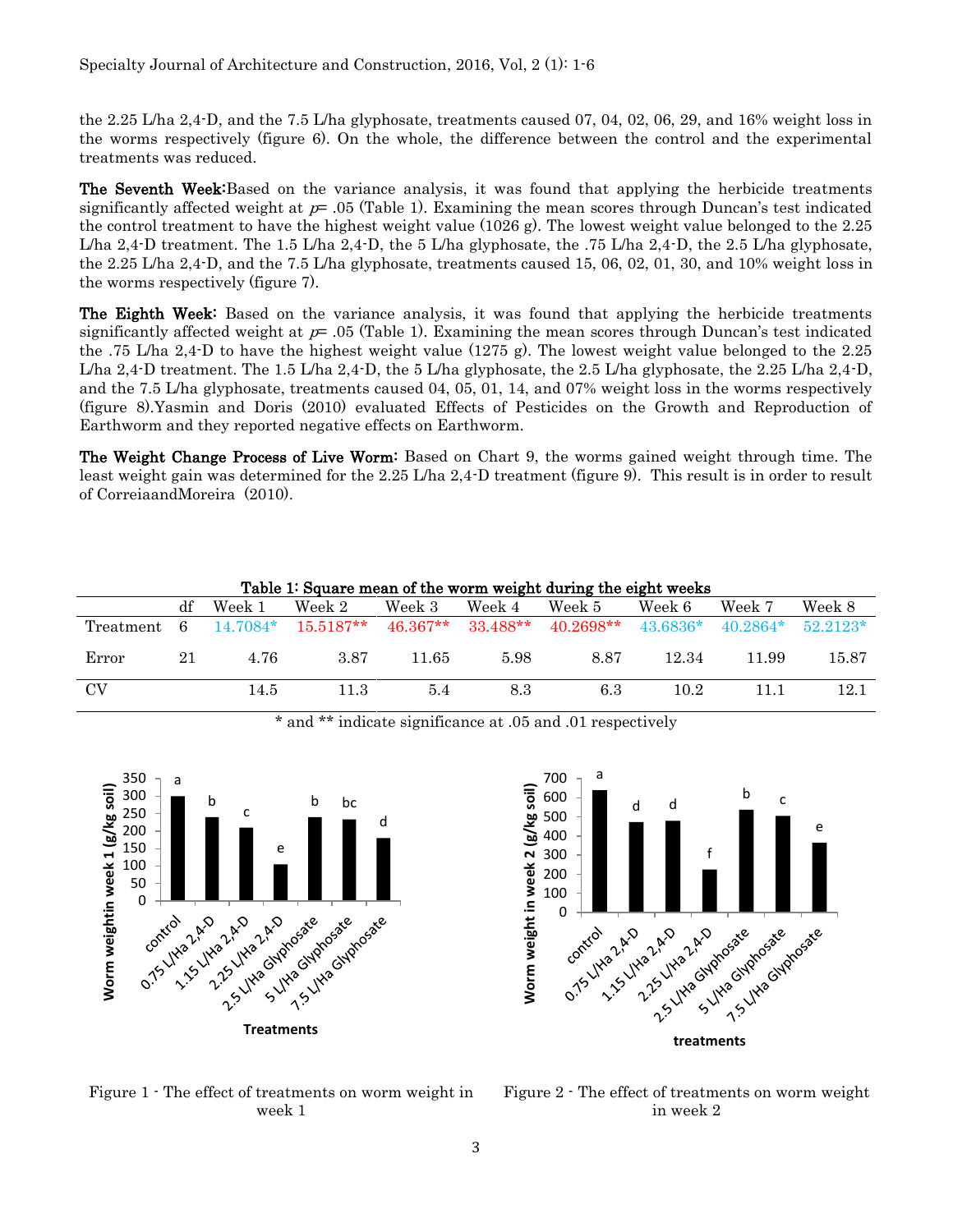the 2.25 L/ha 2,4-D, and the 7.5 L/ha glyphosate, treatments caused 07, 04, 02, 06, 29, and 16% weight loss in the worms respectively (figure 6). On the whole, the difference between the control and the experimental treatments was reduced.

**The Seventh Week:** Based on the variance analysis, it was found that applying the herbicide treatments significantly affected weight at $p$= .05 (Table 1). Examining the mean scores through Duncan's test indicated the control treatment to have the highest weight value (1026 g). The lowest weight value belonged to the 2.25 L/ha 2,4-D treatment. The 1.5 L/ha 2,4-D, the 5 L/ha glyphosate, the .75 L/ha 2,4-D, the 2.5 L/ha glyphosate, the 2.25 L/ha 2,4-D, and the 7.5 L/ha glyphosate, treatments caused 15, 06, 02, 01, 30, and 10% weight loss in the worms respectively (figure 7).

**The Eighth Week:** Based on the variance analysis, it was found that applying the herbicide treatments significantly affected weight at $p$= .05 (Table 1). Examining the mean scores through Duncan's test indicated the .75 L/ha 2,4-D to have the highest weight value (1275 g). The lowest weight value belonged to the 2.25 L/ha 2,4-D treatment. The 1.5 L/ha 2,4-D, the 5 L/ha glyphosate, the 2.5 L/ha glyphosate, the 2.25 L/ha 2,4-D, and the 7.5 L/ha glyphosate, treatments caused 04, 05, 01, 14, and 07% weight loss in the worms respectively (figure 8).Yasmin and Doris (2010) evaluated Effects of Pesticides on the Growth and Reproduction of Earthworm and they reported negative effects on Earthworm.

**The Weight Change Process of Live Worm:** Based on Chart 9, the worms gained weight through time. The least weight gain was determined for the 2.25 L/ha 2,4-D treatment (figure 9). This result is in order to result of CorreiaandMoreira (2010).

**Table 1: Square mean of the worm weight during the eight weeks**

| | df | Week 1 | Week 2 | Week 3 | Week 4 | Week 5 | Week 6 | Week 7 | Week 8 |
|---|---|---|---|---|---|---|---|---|---|
| Treatment | 6 | 14.7084* | 15.5187** | 46.367** | 33.488** | 40.2698** | 43.6836* | 40.2864* | 52.2123* |
| Error | 21 | 4.76 | 3.87 | 11.65 | 5.98 | 8.87 | 12.34 | 11.99 | 15.87 |
| CV | | 14.5 | 11.3 | 5.4 | 8.3 | 6.3 | 10.2 | 11.1 | 12.1 |

\* and ** indicate significance at .05 and .01 respectively

Figure 1 - The effect of treatments on worm weight in week 1

Figure 2 - The effect of treatments on worm weight in week 2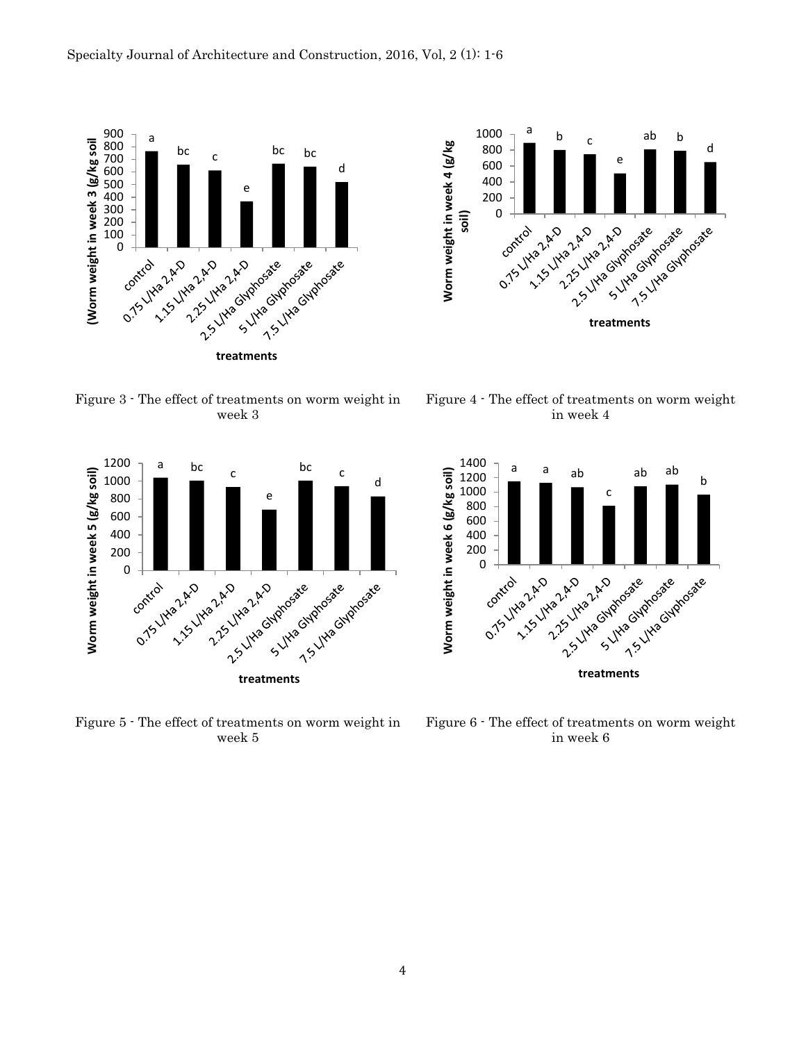Figure 3 - The effect of treatments on worm weight in week 3

Figure 4 - The effect of treatments on worm weight in week 4

Figure 5 - The effect of treatments on worm weight in week 5

Figure 6 - The effect of treatments on worm weight in week 6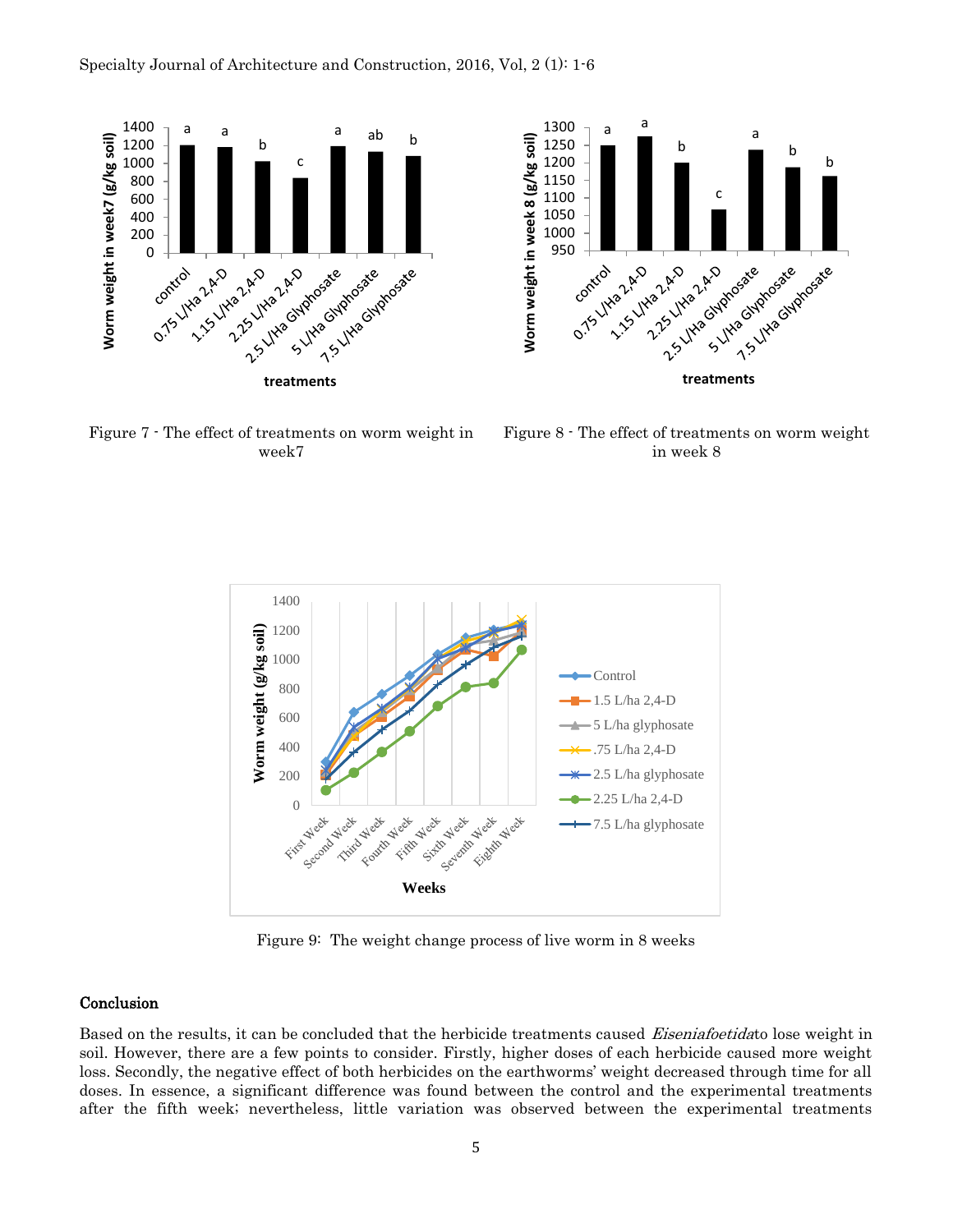Figure 7 - The effect of treatments on worm weight in week7

Figure 8 - The effect of treatments on worm weight in week 8

Figure 9: The weight change process of live worm in 8 weeks

## Conclusion

Based on the results, it can be concluded that the herbicide treatments caused *Eiseniafoetida*to lose weight in soil. However, there are a few points to consider. Firstly, higher doses of each herbicide caused more weight loss. Secondly, the negative effect of both herbicides on the earthworms' weight decreased through time for all doses. In essence, a significant difference was found between the control and the experimental treatments after the fifth week; nevertheless, little variation was observed between the experimental treatments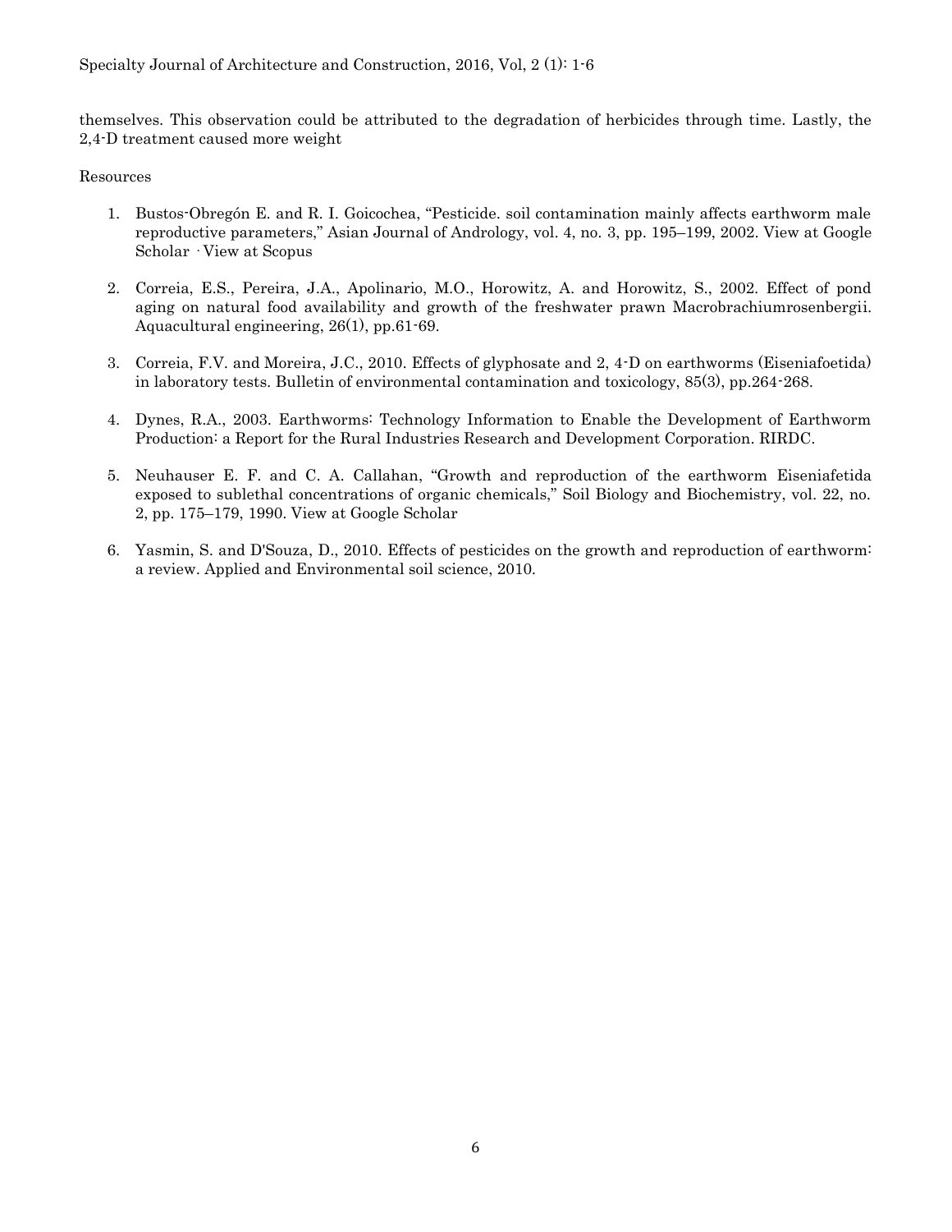themselves. This observation could be attributed to the degradation of herbicides through time. Lastly, the 2,4-D treatment caused more weight

Resources

1. Bustos-Obregón E. and R. I. Goicochea, "Pesticide. soil contamination mainly affects earthworm male reproductive parameters," Asian Journal of Andrology, vol. 4, no. 3, pp. 195–199, 2002. View at Google Scholar · View at Scopus

2. Correia, E.S., Pereira, J.A., Apolinario, M.O., Horowitz, A. and Horowitz, S., 2002. Effect of pond aging on natural food availability and growth of the freshwater prawn Macrobrachiumrosenbergii. Aquacultural engineering, 26(1), pp.61-69.

3. Correia, F.V. and Moreira, J.C., 2010. Effects of glyphosate and 2, 4-D on earthworms (Eiseniafoetida) in laboratory tests. Bulletin of environmental contamination and toxicology, 85(3), pp.264-268.

4. Dynes, R.A., 2003. Earthworms: Technology Information to Enable the Development of Earthworm Production: a Report for the Rural Industries Research and Development Corporation. RIRDC.

5. Neuhauser E. F. and C. A. Callahan, "Growth and reproduction of the earthworm Eiseniafetida exposed to sublethal concentrations of organic chemicals," Soil Biology and Biochemistry, vol. 22, no. 2, pp. 175–179, 1990. View at Google Scholar

6. Yasmin, S. and D'Souza, D., 2010. Effects of pesticides on the growth and reproduction of earthworm: a review. Applied and Environmental soil science, 2010.